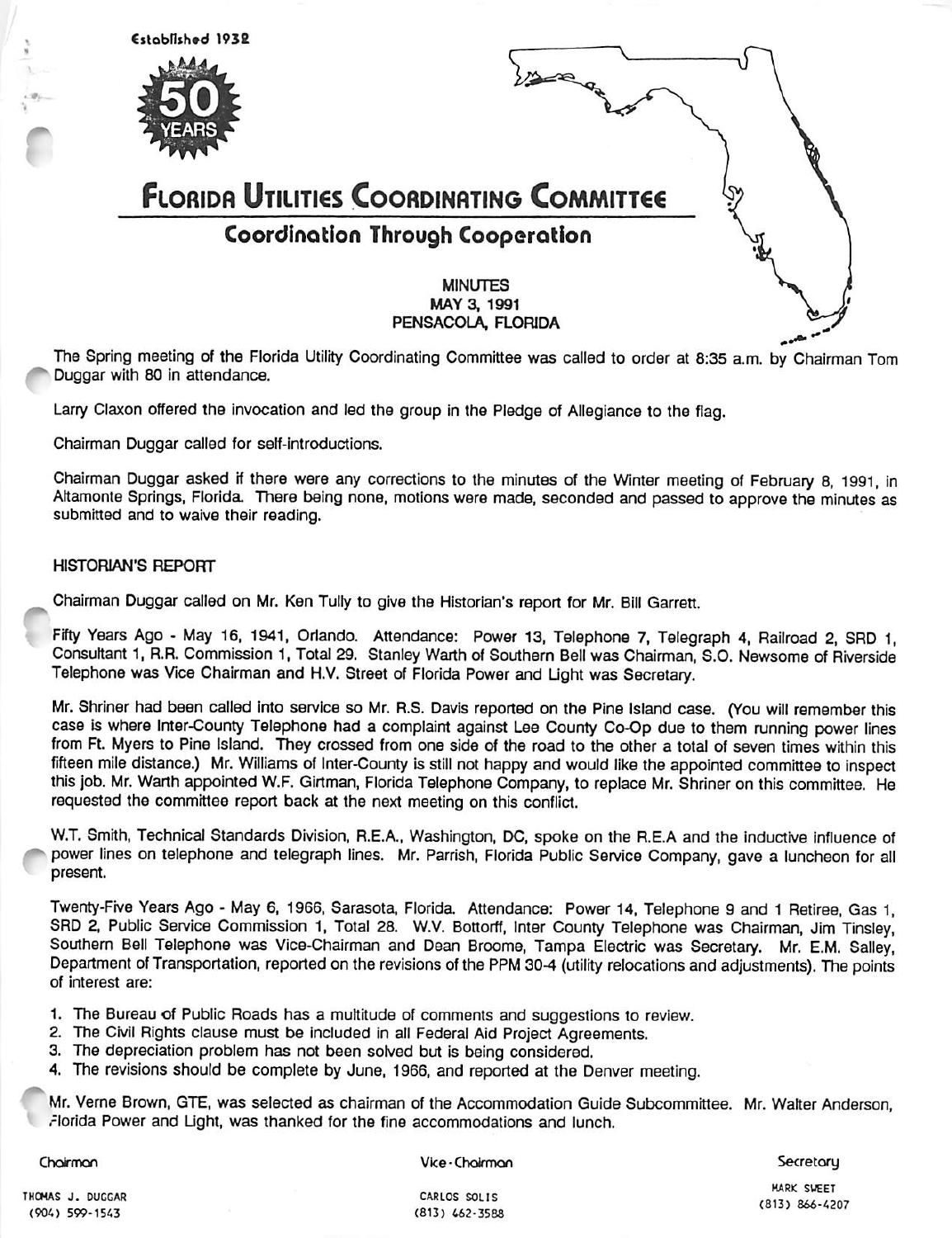Established 1932

50 YEARS

# Florida Utilities Coordinating Committee

## Coordination Through Cooperation

MINUTES
MAY 3, 1991
PENSACOLA, FLORIDA

The Spring meeting of the Florida Utility Coordinating Committee was called to order at 8:35 a.m. by Chairman Tom Duggar with 80 in attendance.

Larry Claxon offered the invocation and led the group in the Pledge of Allegiance to the flag.

Chairman Duggar called for self-introductions.

Chairman Duggar asked if there were any corrections to the minutes of the Winter meeting of February 8, 1991, in Altamonte Springs, Florida. There being none, motions were made, seconded and passed to approve the minutes as submitted and to waive their reading.

### HISTORIAN'S REPORT

Chairman Duggar called on Mr. Ken Tully to give the Historian's report for Mr. Bill Garrett.

Fifty Years Ago - May 16, 1941, Orlando. Attendance: Power 13, Telephone 7, Telegraph 4, Railroad 2, SRD 1, Consultant 1, R.R. Commission 1, Total 29. Stanley Warth of Southern Bell was Chairman, S.O. Newsome of Riverside Telephone was Vice Chairman and H.V. Street of Florida Power and Light was Secretary.

Mr. Shriner had been called into service so Mr. R.S. Davis reported on the Pine Island case. (You will remember this case is where Inter-County Telephone had a complaint against Lee County Co-Op due to them running power lines from Ft. Myers to Pine Island. They crossed from one side of the road to the other a total of seven times within this fifteen mile distance.) Mr. Williams of Inter-County is still not happy and would like the appointed committee to inspect this job. Mr. Warth appointed W.F. Girtman, Florida Telephone Company, to replace Mr. Shriner on this committee. He requested the committee report back at the next meeting on this conflict.

W.T. Smith, Technical Standards Division, R.E.A., Washington, DC, spoke on the R.E.A and the inductive influence of power lines on telephone and telegraph lines. Mr. Parrish, Florida Public Service Company, gave a luncheon for all present.

Twenty-Five Years Ago - May 6, 1966, Sarasota, Florida. Attendance: Power 14, Telephone 9 and 1 Retiree, Gas 1, SRD 2, Public Service Commission 1, Total 28. W.V. Bottorff, Inter County Telephone was Chairman, Jim Tinsley, Southern Bell Telephone was Vice-Chairman and Dean Broome, Tampa Electric was Secretary. Mr. E.M. Salley, Department of Transportation, reported on the revisions of the PPM 30-4 (utility relocations and adjustments). The points of interest are:

1. The Bureau of Public Roads has a multitude of comments and suggestions to review.
2. The Civil Rights clause must be included in all Federal Aid Project Agreements.
3. The depreciation problem has not been solved but is being considered.
4. The revisions should be complete by June, 1966, and reported at the Denver meeting.

Mr. Verne Brown, GTE, was selected as chairman of the Accommodation Guide Subcommittee. Mr. Walter Anderson, Florida Power and Light, was thanked for the fine accommodations and lunch.

| Chairman | Vice-Chairman | Secretary |
|---|---|---|
| THOMAS J. DUGGAR | CARLOS SOLIS | MARK SWEET |
| (904) 599-1543 | (813) 462-3588 | (813) 866-4207 |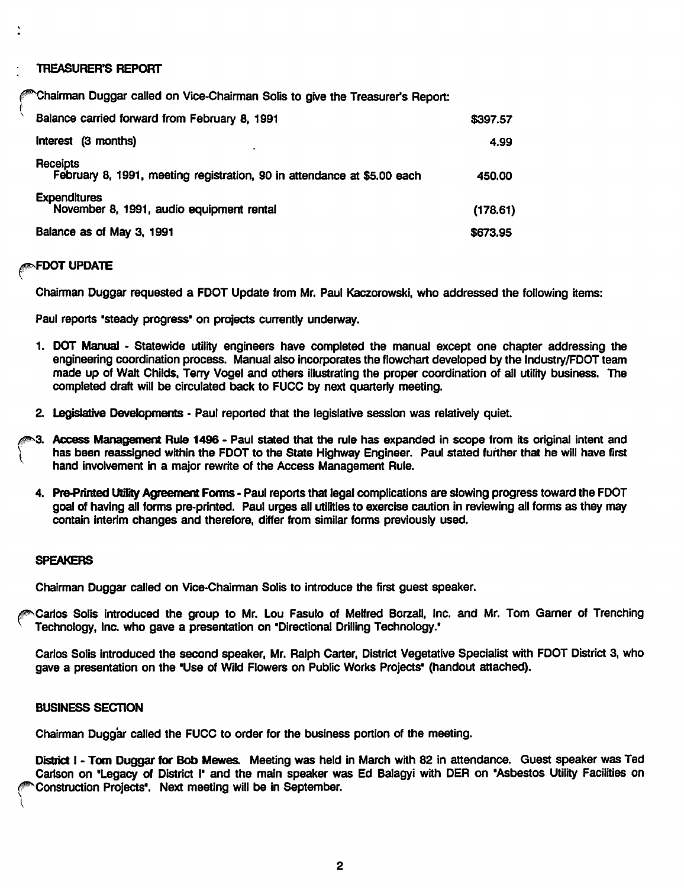## TREASURER'S REPORT

Chairman Duggar called on Vice-Chairman Solis to give the Treasurer's Report:

| | |
|---|---|
| Balance carried forward from February 8, 1991 | $397.57 |
| Interest (3 months) | 4.99 |
| Receipts<br>February 8, 1991, meeting registration, 90 in attendance at $5.00 each | 450.00 |
| Expenditures<br>November 8, 1991, audio equipment rental | (178.61) |
| Balance as of May 3, 1991 | $673.95 |

## FDOT UPDATE

Chairman Duggar requested a FDOT Update from Mr. Paul Kaczorowski, who addressed the following items:

Paul reports "steady progress" on projects currently underway.

1. **DOT Manual** - Statewide utility engineers have completed the manual except one chapter addressing the engineering coordination process. Manual also incorporates the flowchart developed by the Industry/FDOT team made up of Walt Childs, Terry Vogel and others illustrating the proper coordination of all utility business. The completed draft will be circulated back to FUCC by next quarterly meeting.

2. **Legislative Developments** - Paul reported that the legislative session was relatively quiet.

3. **Access Management Rule 1496** - Paul stated that the rule has expanded in scope from its original intent and has been reassigned within the FDOT to the State Highway Engineer. Paul stated further that he will have first hand involvement in a major rewrite of the Access Management Rule.

4. **Pre-Printed Utility Agreement Forms** - Paul reports that legal complications are slowing progress toward the FDOT goal of having all forms pre-printed. Paul urges all utilities to exercise caution in reviewing all forms as they may contain interim changes and therefore, differ from similar forms previously used.

## SPEAKERS

Chairman Duggar called on Vice-Chairman Solis to introduce the first guest speaker.

Carlos Solis introduced the group to Mr. Lou Fasulo of Melfred Borzall, Inc. and Mr. Tom Garner of Trenching Technology, Inc. who gave a presentation on "Directional Drilling Technology."

Carlos Solis introduced the second speaker, Mr. Ralph Carter, District Vegetative Specialist with FDOT District 3, who gave a presentation on the "Use of Wild Flowers on Public Works Projects" (handout attached).

## BUSINESS SECTION

Chairman Duggar called the FUCC to order for the business portion of the meeting.

**District I - Tom Duggar for Bob Mewes.** Meeting was held in March with 82 in attendance. Guest speaker was Ted Carlson on "Legacy of District I" and the main speaker was Ed Balagyi with DER on "Asbestos Utility Facilities on Construction Projects". Next meeting will be in September.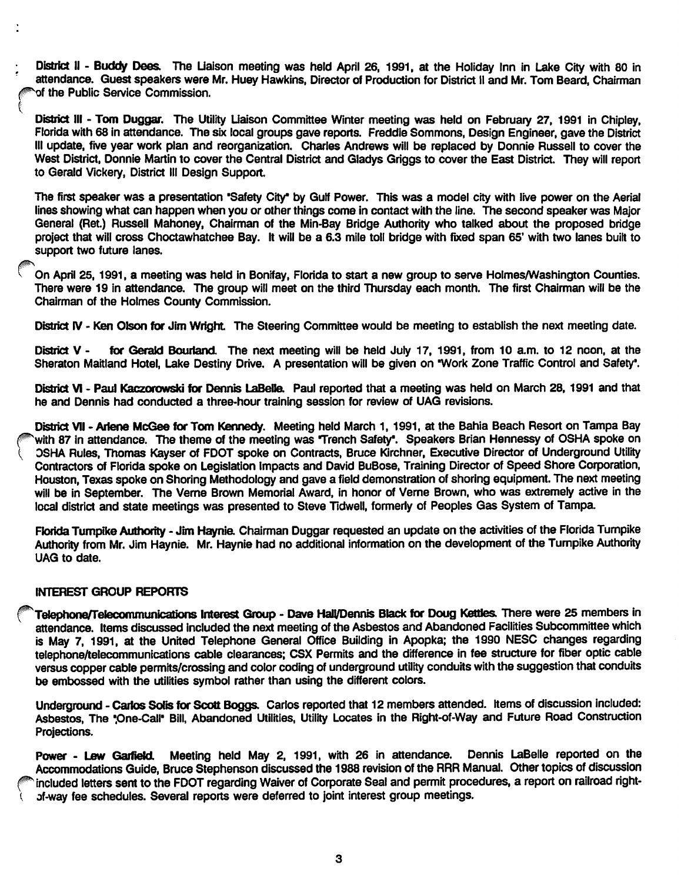**District II - Buddy Dees.** The Liaison meeting was held April 26, 1991, at the Holiday Inn in Lake City with 80 in attendance. Guest speakers were Mr. Huey Hawkins, Director of Production for District II and Mr. Tom Beard, Chairman of the Public Service Commission.

**District III - Tom Duggar.** The Utility Liaison Committee Winter meeting was held on February 27, 1991 in Chipley, Florida with 68 in attendance. The six local groups gave reports. Freddie Sommons, Design Engineer, gave the District III update, five year work plan and reorganization. Charles Andrews will be replaced by Donnie Russell to cover the West District, Donnie Martin to cover the Central District and Gladys Griggs to cover the East District. They will report to Gerald Vickery, District III Design Support.

The first speaker was a presentation "Safety City" by Gulf Power. This was a model city with live power on the Aerial lines showing what can happen when you or other things come in contact with the line. The second speaker was Major General (Ret.) Russell Mahoney, Chairman of the Min-Bay Bridge Authority who talked about the proposed bridge project that will cross Choctawhatchee Bay. It will be a 6.3 mile toll bridge with fixed span 65' with two lanes built to support two future lanes.

On April 25, 1991, a meeting was held in Bonifay, Florida to start a new group to serve Holmes/Washington Counties. There were 19 in attendance. The group will meet on the third Thursday each month. The first Chairman will be the Chairman of the Holmes County Commission.

**District IV - Ken Olson for Jim Wright.** The Steering Committee would be meeting to establish the next meeting date.

**District V - for Gerald Bourland.** The next meeting will be held July 17, 1991, from 10 a.m. to 12 noon, at the Sheraton Maitland Hotel, Lake Destiny Drive. A presentation will be given on "Work Zone Traffic Control and Safety".

**District VI - Paul Kaczorowski for Dennis LaBelle.** Paul reported that a meeting was held on March 28, 1991 and that he and Dennis had conducted a three-hour training session for review of UAG revisions.

**District VII - Arlene McGee for Tom Kennedy.** Meeting held March 1, 1991, at the Bahia Beach Resort on Tampa Bay with 87 in attendance. The theme of the meeting was "Trench Safety". Speakers Brian Hennessy of OSHA spoke on OSHA Rules, Thomas Kayser of FDOT spoke on Contracts, Bruce Kirchner, Executive Director of Underground Utility Contractors of Florida spoke on Legislation Impacts and David BuBose, Training Director of Speed Shore Corporation, Houston, Texas spoke on Shoring Methodology and gave a field demonstration of shoring equipment. The next meeting will be in September. The Verne Brown Memorial Award, in honor of Verne Brown, who was extremely active in the local district and state meetings was presented to Steve Tidwell, formerly of Peoples Gas System of Tampa.

**Florida Turnpike Authority - Jim Haynie.** Chairman Duggar requested an update on the activities of the Florida Turnpike Authority from Mr. Jim Haynie. Mr. Haynie had no additional information on the development of the Turnpike Authority UAG to date.

## INTEREST GROUP REPORTS

**Telephone/Telecommunications Interest Group - Dave Hall/Dennis Black for Doug Kettles.** There were 25 members in attendance. Items discussed included the next meeting of the Asbestos and Abandoned Facilities Subcommittee which is May 7, 1991, at the United Telephone General Office Building in Apopka; the 1990 NESC changes regarding telephone/telecommunications cable clearances; CSX Permits and the difference in fee structure for fiber optic cable versus copper cable permits/crossing and color coding of underground utility conduits with the suggestion that conduits be embossed with the utilities symbol rather than using the different colors.

**Underground - Carlos Solis for Scott Boggs.** Carlos reported that 12 members attended. Items of discussion included: Asbestos, The "One-Call" Bill, Abandoned Utilities, Utility Locates in the Right-of-Way and Future Road Construction Projections.

**Power - Lew Garfield.** Meeting held May 2, 1991, with 26 in attendance. Dennis LaBelle reported on the Accommodations Guide, Bruce Stephenson discussed the 1988 revision of the RRR Manual. Other topics of discussion included letters sent to the FDOT regarding Waiver of Corporate Seal and permit procedures, a report on railroad right-of-way fee schedules. Several reports were deferred to joint interest group meetings.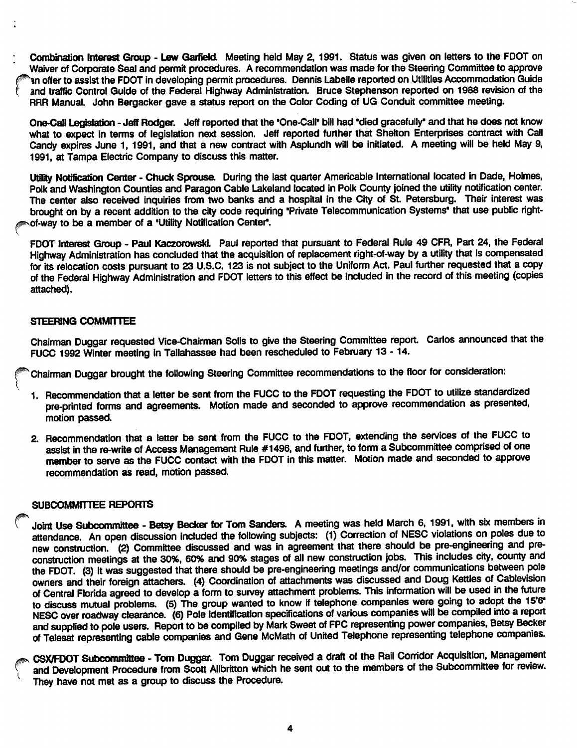**Combination Interest Group - Lew Garfield.** Meeting held May 2, 1991. Status was given on letters to the FDOT on Waiver of Corporate Seal and permit procedures. A recommendation was made for the Steering Committee to approve an offer to assist the FDOT in developing permit procedures. Dennis Labelle reported on Utilities Accommodation Guide and traffic Control Guide of the Federal Highway Administration. Bruce Stephenson reported on 1988 revision of the RRR Manual. John Bergacker gave a status report on the Color Coding of UG Conduit committee meeting.

**One-Call Legislation - Jeff Rodger.** Jeff reported that the "One-Call" bill had "died gracefully" and that he does not know what to expect in terms of legislation next session. Jeff reported further that Shelton Enterprises contract with Call Candy expires June 1, 1991, and that a new contract with Asplundh will be initiated. A meeting will be held May 9, 1991, at Tampa Electric Company to discuss this matter.

**Utility Notification Center - Chuck Sprouse.** During the last quarter Americable International located in Dade, Holmes, Polk and Washington Counties and Paragon Cable Lakeland located in Polk County joined the utility notification center. The center also received inquiries from two banks and a hospital in the City of St. Petersburg. Their interest was brought on by a recent addition to the city code requiring "Private Telecommunication Systems" that use public right-of-way to be a member of a "Utility Notification Center".

**FDOT Interest Group - Paul Kaczorowski.** Paul reported that pursuant to Federal Rule 49 CFR, Part 24, the Federal Highway Administration has concluded that the acquisition of replacement right-of-way by a utility that is compensated for its relocation costs pursuant to 23 U.S.C. 123 is not subject to the Uniform Act. Paul further requested that a copy of the Federal Highway Administration and FDOT letters to this effect be included in the record of this meeting (copies attached).

## STEERING COMMITTEE

Chairman Duggar requested Vice-Chairman Solis to give the Steering Committee report. Carlos announced that the FUCC 1992 Winter meeting in Tallahassee had been rescheduled to February 13 - 14.

Chairman Duggar brought the following Steering Committee recommendations to the floor for consideration:

1. Recommendation that a letter be sent from the FUCC to the FDOT requesting the FDOT to utilize standardized pre-printed forms and agreements. Motion made and seconded to approve recommendation as presented, motion passed.

2. Recommendation that a letter be sent from the FUCC to the FDOT, extending the services of the FUCC to assist in the re-write of Access Management Rule #1496, and further, to form a Subcommittee comprised of one member to serve as the FUCC contact with the FDOT in this matter. Motion made and seconded to approve recommendation as read, motion passed.

## SUBCOMMITTEE REPORTS

**Joint Use Subcommittee - Betsy Becker for Tom Sanders.** A meeting was held March 6, 1991, with six members in attendance. An open discussion included the following subjects: (1) Correction of NESC violations on poles due to new construction. (2) Committee discussed and was in agreement that there should be pre-engineering and pre-construction meetings at the 30%, 60% and 90% stages of all new construction jobs. This includes city, county and the FDOT. (3) It was suggested that there should be pre-engineering meetings and/or communications between pole owners and their foreign attachers. (4) Coordination of attachments was discussed and Doug Kettles of Cablevision of Central Florida agreed to develop a form to survey attachment problems. This information will be used in the future to discuss mutual problems. (5) The group wanted to know if telephone companies were going to adopt the 15'6" NESC over roadway clearance. (6) Pole identification specifications of various companies will be compiled into a report and supplied to pole users. Report to be compiled by Mark Sweet of FPC representing power companies, Betsy Becker of Telesat representing cable companies and Gene McMath of United Telephone representing telephone companies.

**CSX/FDOT Subcommittee - Tom Duggar.** Tom Duggar received a draft of the Rail Corridor Acquisition, Management and Development Procedure from Scott Allbritton which he sent out to the members of the Subcommittee for review. They have not met as a group to discuss the Procedure.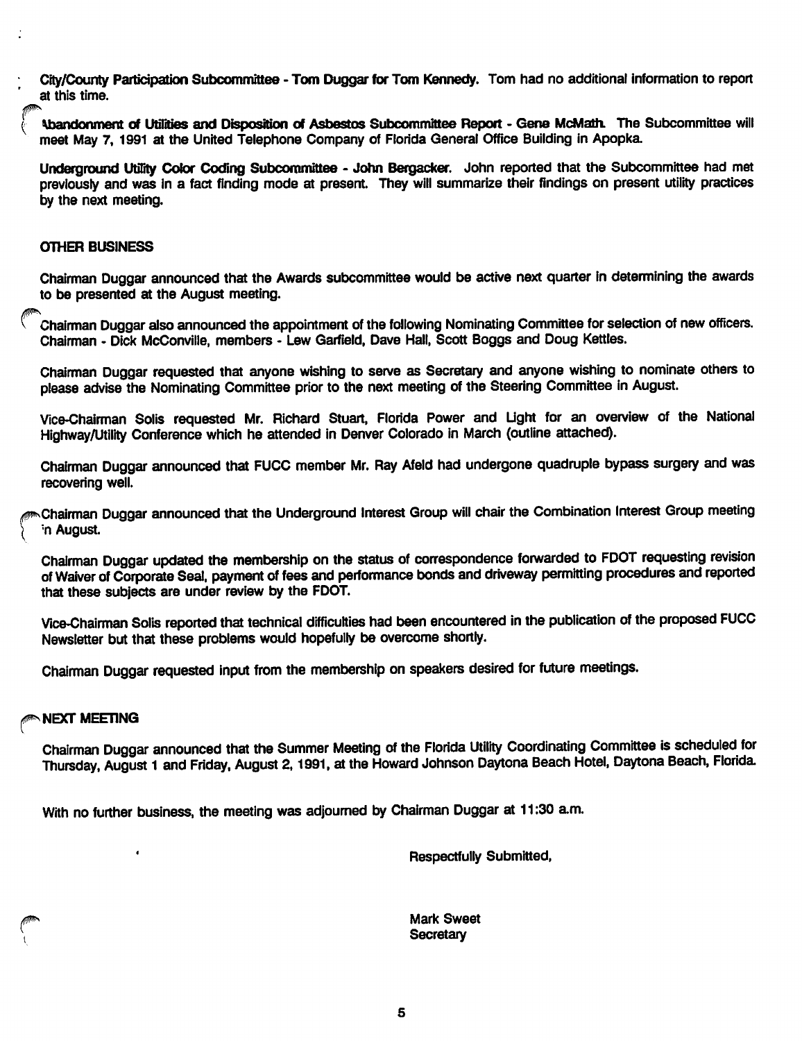**City/County Participation Subcommittee - Tom Duggar for Tom Kennedy.** Tom had no additional information to report at this time.

**Abandonment of Utilities and Disposition of Asbestos Subcommittee Report - Gene McMath.** The Subcommittee will meet May 7, 1991 at the United Telephone Company of Florida General Office Building in Apopka.

**Underground Utility Color Coding Subcommittee - John Bergacker.** John reported that the Subcommittee had met previously and was in a fact finding mode at present. They will summarize their findings on present utility practices by the next meeting.

## OTHER BUSINESS

Chairman Duggar announced that the Awards subcommittee would be active next quarter in determining the awards to be presented at the August meeting.

Chairman Duggar also announced the appointment of the following Nominating Committee for selection of new officers. Chairman - Dick McConville, members - Lew Garfield, Dave Hall, Scott Boggs and Doug Kettles.

Chairman Duggar requested that anyone wishing to serve as Secretary and anyone wishing to nominate others to please advise the Nominating Committee prior to the next meeting of the Steering Committee in August.

Vice-Chairman Solis requested Mr. Richard Stuart, Florida Power and Light for an overview of the National Highway/Utility Conference which he attended in Denver Colorado in March (outline attached).

Chairman Duggar announced that FUCC member Mr. Ray Afeld had undergone quadruple bypass surgery and was recovering well.

Chairman Duggar announced that the Underground Interest Group will chair the Combination Interest Group meeting in August.

Chairman Duggar updated the membership on the status of correspondence forwarded to FDOT requesting revision of Waiver of Corporate Seal, payment of fees and performance bonds and driveway permitting procedures and reported that these subjects are under review by the FDOT.

Vice-Chairman Solis reported that technical difficulties had been encountered in the publication of the proposed FUCC Newsletter but that these problems would hopefully be overcome shortly.

Chairman Duggar requested input from the membership on speakers desired for future meetings.

## NEXT MEETING

Chairman Duggar announced that the Summer Meeting of the Florida Utility Coordinating Committee is scheduled for Thursday, August 1 and Friday, August 2, 1991, at the Howard Johnson Daytona Beach Hotel, Daytona Beach, Florida.

With no further business, the meeting was adjourned by Chairman Duggar at 11:30 a.m.

Respectfully Submitted,

Mark Sweet
Secretary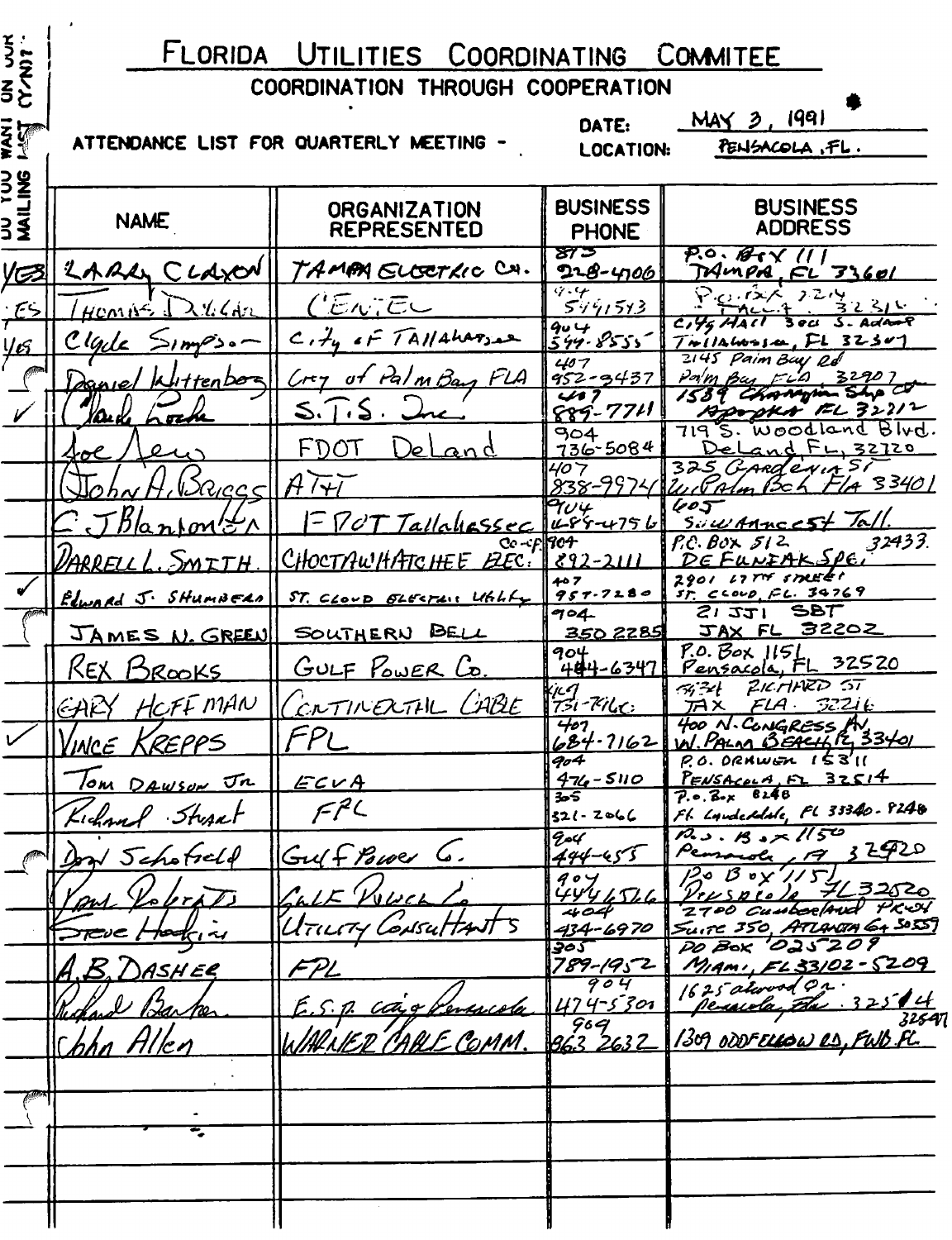# FLORIDA UTILITIES COORDINATING COMMITEE

## COORDINATION THROUGH COOPERATION

ATTENDANCE LIST FOR QUARTERLY MEETING -

DATE: MAY 3, 1991

LOCATION: PENSACOLA, FL.

| DO YOU WANT ON OUR MAILING LIST (Y/N)? | NAME | ORGANIZATION REPRESENTED | BUSINESS PHONE | BUSINESS ADDRESS |
|---|---|---|---|---|
| YES | LARRY CLAXON | TAMPA ELECTRIC CO. | 813 228-4106 | P.O. BOX 111 TAMPA, FL 33601 |
| YES | Thomas Dillard | CENTEL | 904 599-1513 | P.O. Box 2214 Tall. FL 32316 |
| YES | Clyde Simpson | City of Tallahassee | 904 599-8555 | City Hall 300 S. Adams Tallahassee, FL 32301 |
| | Daniel Wittenberg | City of Palm Bay FLA | 407 952-3437 | 2145 Palm Bay Rd Palm Bay FLA 32907 |
| ✓ | Claude Locke | S.T.S. Inc. | 407 889-7711 | 1589 Champion Ship Ct Apopka FL 32712 |
| | Joe Lew | FDOT DeLand | 904 736-5084 | 719 S. Woodland Blvd. DeLand FL, 32720 |
| | John A. Briggs | AT&T | 407 838-9974 | 325 Gardenia St W. Palm Bch Fla 33401 |
| | C J Blanton | FDOT Tallahassee | 904 488-4756 | 605 Suwannee St Tall. |
| | DARRELL L. SMITH. | CHOCTAWHATCHEE ELEC. Co-op | 904 892-2111 | P.O. BOX 512 DE FUNIAK SPG. 32433. |
| ✓ | Edward J. Shumberg | ST. CLOUD ELECTRIC Utility | 407 957-7280 | 2901 17TH STREET ST. CLOUD, FL. 34769 |
| | JAMES N. GREEN | SOUTHERN BELL | 904 350 2285 | 21 JJ1 SBT JAX FL 32202 |
| | REX BROOKS | GULF POWER Co. | 904 444-6347 | P.O. Box 1151 Pensacola, FL 32520 |
| | GARY HOFFMAN | CONTINENTAL CABLE | 904 731-7466 | 5934 RICHARD ST JAX FLA 32216 |
| ✓ | VINCE KREPPS | FPL | 407 684-7162 | 400 N. CONGRESS AV W. PALM BEACH, FL 33401 |
| | Tom Dawson Jr | ECUA | 904 476-5110 | P.O. DRAWER 15311 PENSACOLA, FL 32514 |
| | Richard Stuart | FPL | 305 321-2066 | P.O. Box 8248 Ft. Lauderdale, FL 33340-8248 |
| | Don Schofield | Gulf Power Co. | 904 444-655 | P.O. Box 1150 Pensacola, FL 32520 |
| | Paul Roberts | Gulf Power Co. | 904 444-6566 | PO Box 1151 Pensacola FL 32520 |
| | Steve Hodgins | Utility Consultants | 404 434-6970 | 2700 Cumberland Pkwy Suite 350, ATLANTA GA 30339 |
| | A.B. DASHER | FPL | 305 789-1952 | PO BOX 025209 MIAMI, FL 33102-5209 |
| | Richard Barber | E.S.P. city of Pensacola | 904 474-5301 | 1625 Atwood Dr. Pensacola, Fla 32514 |
| | John Allen | WARNER CABLE COMM. | 904 863 2632 | 1309 ODDFELLOW RD, FWB FL 32547 |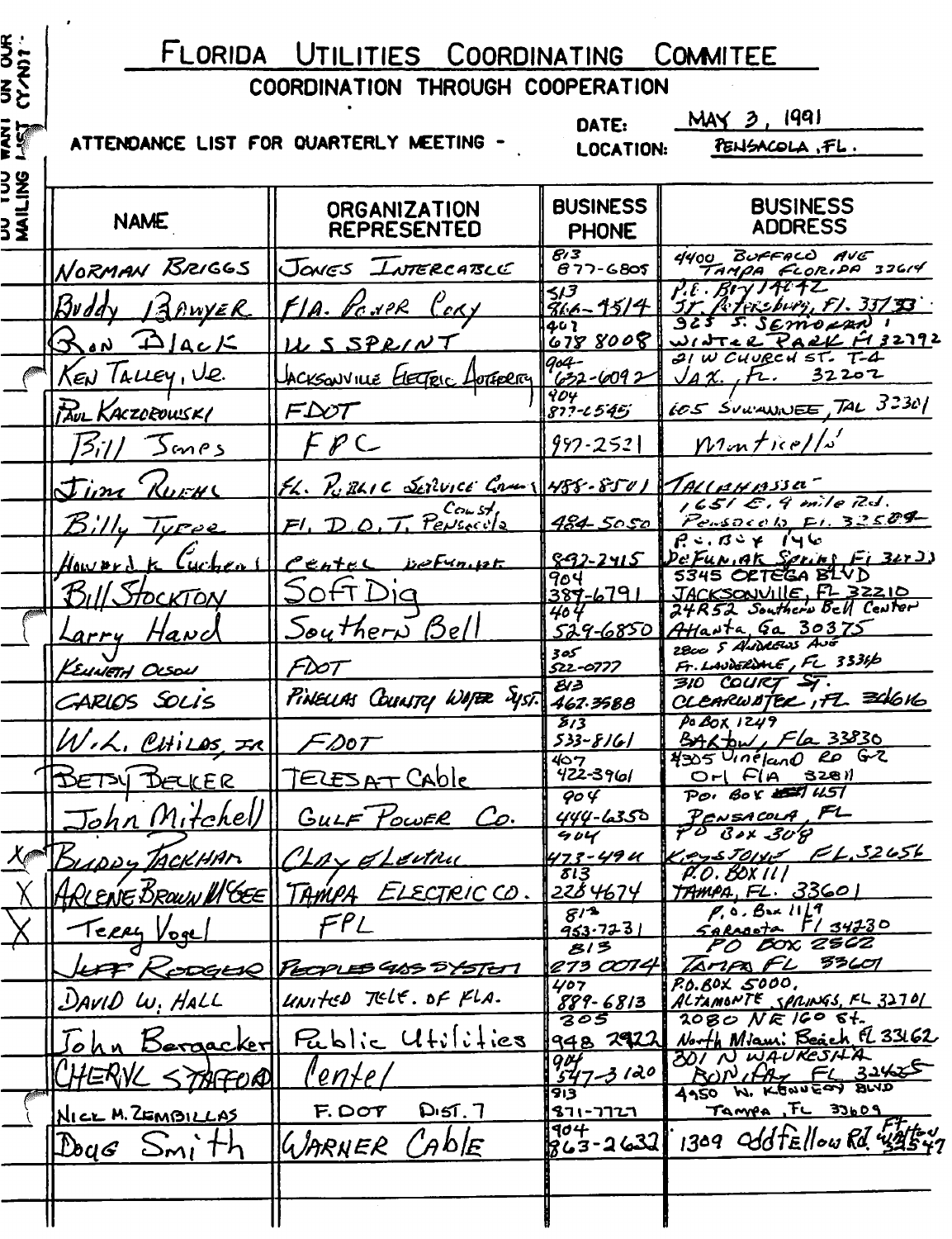DO YOU WANT ON OUR MAILING LIST (Y/N)?

# FLORIDA UTILITIES COORDINATING COMMITEE

## COORDINATION THROUGH COOPERATION

ATTENDANCE LIST FOR QUARTERLY MEETING -

DATE: MAY 3, 1991

LOCATION: PENSACOLA, FL.

| | NAME | ORGANIZATION REPRESENTED | BUSINESS PHONE | BUSINESS ADDRESS |
|---|---|---|---|---|
| | NORMAN BRIGGS | JONES INTERCABLE | 813 877-6805 | 4400 BUFFALO AVE TAMPA FLORIDA 33614 |
| | Buddy Bawyer | FLA. Power Corp | 813 866-4514 | P.O. Box 14042 St. Petersburg, Fl. 33733 |
| | Ron Black | U S SPRINT | 407 678 8008 | 925 S. SEMORAN WINTER PARK FL 32792 |
| | KEN TALLEY, JR. | JACKSONVILLE ELECTRIC AUTHORITY | 904-632-6092 | 21 W CHURCH ST. T-4 JAX., FL. 32202 |
| | PAUL KACZOROWSKI | FDOT | 904 877-6545 | 605 SUWANNEE, TAL 32301 |
| | Bill Jones | FPC | 997-2521 | Monticello |
| | Jim Ruehl | FL. Public Service Comm | 488-8501 | TALLAHASSEE |
| | Billy Tyree | FL. D.O.T. Const Pensacola | 484-5050 | 1651 E. 9 mile Rd. Pensacola, Fl. 32589 |
| | Howard K. Cuchens | Centel DeFuniak | 892-2415 | P.O. Box 146 DeFuniak Springs Fl 32433 |
| | Bill Stockton | Soft Dig | 904 389-6791 | 5345 ORTEGA BLVD JACKSONVILLE, FL 32210 |
| | Larry Hand | Southern Bell | 404 529-6850 | 24R52 Southern Bell Center Atlanta, Ga 30375 |
| | KENNETH OLSON | FDOT | 305 522-0777 | 2800 S ANDREWS AVE FT. LAUDERDALE, FL 33316 |
| | CARLOS SOLIS | PINELLAS COUNTY WATER SYST. | 813 462-3588 | 310 COURT ST. CLEARWATER, FL 34616 |
| | W.L. CHILDS, JR | FDOT | 813 533-8161 | PO BOX 1249 BARTOW, Fla 33830 |
| | BETSY BECKER | TELESAT Cable | 407 422-3961 | 4305 Vineland Rd G-2 Orl Fla 32811 |
| | John Mitchell | GULF POWER Co. | 904 444-6350 | PO. BOX 1151 PENSACOLA, FL |
| X | BUDDY PACKHAM | CLAY ELECTRIC | 904 473-4911 | PO Box 308 KEYSTONE FL 32656 |
| X | ARLENE BROWN McGEE | TAMPA ELECTRIC CO. | 813 228 4674 | P.O. BOX 111 TAMPA, FL. 33601 |
| X | Terry Vogel | FPL | 813 953-7231 | P.O. Box 1119 Sarasota Fl 34230 |
| | JEFF RODGER | PEOPLES GAS SYSTEM | 813 273 0074 | PO BOX 2562 TAMPA FL 33601 |
| | DAVID W. HALL | UNITED TELE. OF FLA. | 407 889-6813 | P.O. BOX 5000, ALTAMONTE SPRINGS, FL 32701 |
| | John Bergacker | Public Utilities | 305 948 2922 | 2080 NE 160 St. North Miami Beach FL 33162 |
| | CHERYL STAFFORD | Centel | 904 547-3120 | 301 N WAUKESHA BONIFAY FL 32425 |
| | NICK M. ZEMBILLAS | F. DOT DIST. 7 | 813 871-7727 | 4950 W. KENNEDY BLVD Tampa, FL 33609 |
| | Doug Smith | WARNER Cable | 904 863-2632 | 1309 Oddfellow Rd. Ft Walton 32547 |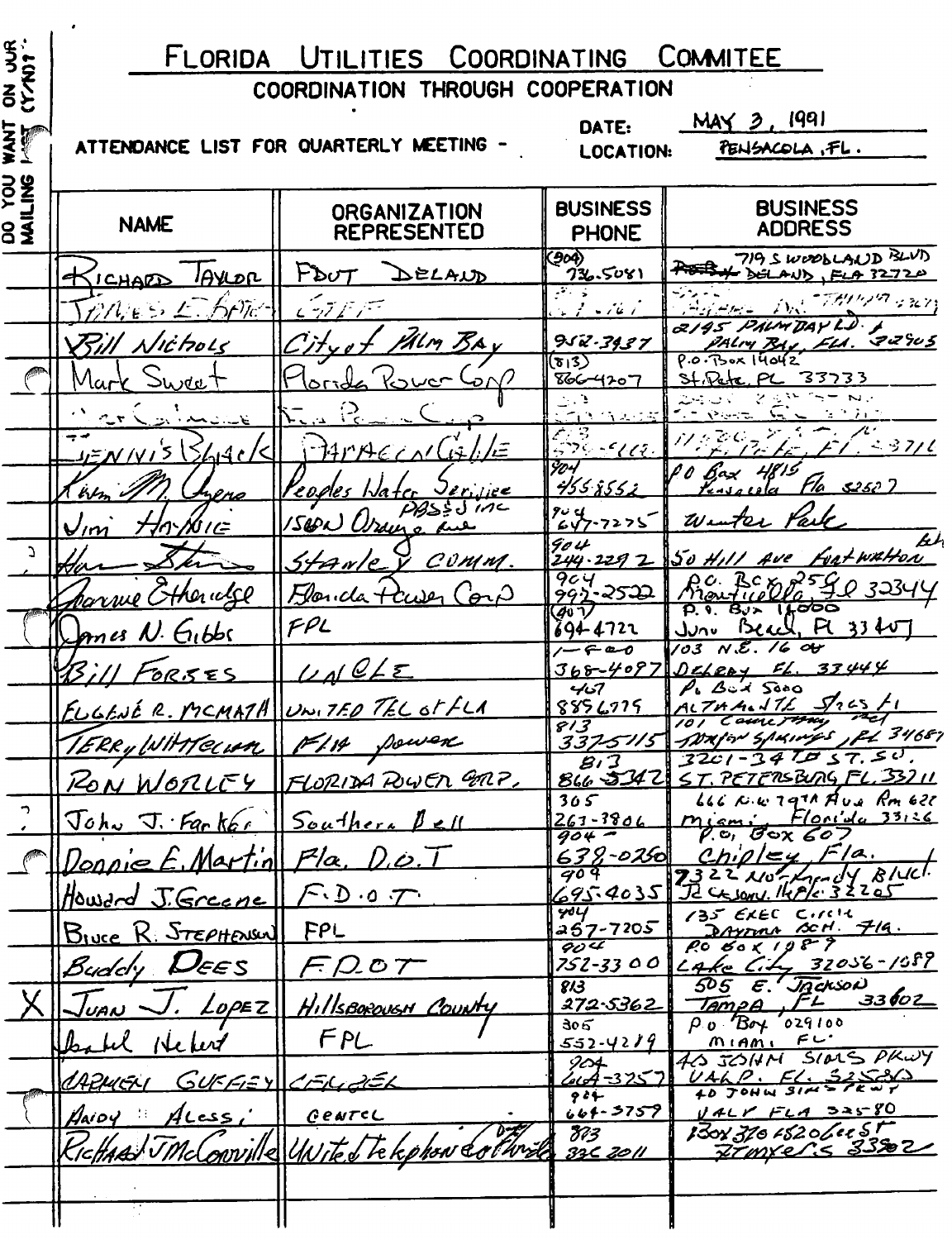# FLORIDA UTILITIES COORDINATING COMMITEE

## COORDINATION THROUGH COOPERATION

ATTENDANCE LIST FOR QUARTERLY MEETING - DATE: MAY 3, 1991 LOCATION: PENSACOLA, FL.

| DO YOU WANT ON OUR MAILING LIST (Y/N)? | NAME | ORGANIZATION REPRESENTED | BUSINESS PHONE | BUSINESS ADDRESS |
|---|---|---|---|---|
| | Richard Taylor | FDOT DELAND | (904) 736-5081 | 719 S WOODLAND BLVD DELAND, FLA 32720 |
| | James E. Artic | GTEF | | |
| | Bill Nichols | City of Palm Bay | 952-3437 | 2195 PALM BAY RD. Palm Bay, Fla. 32905 |
| | Mark Sweet | Florida Power Corp | (813) 866-4207 | P.O. Box 14042 St. Pete, FL 33733 |
| | | Fla. Power Corp | | |
| | Dennis Black | Paragon Cable | 813 | St. Pete, FL 33716 |
| | Kim M. Ayers | Peoples Water Service | 904 455-8552 | PO Box 4815 Pensacola Fla 32507 |
| | Jim Haynie | PBS&J inc 1560 Orange Ave | 904 647-7275 | Winter Park |
| | | Stanley COMM. | 904 244-2292 | 50 Hill Ave Fort Walton Bch |
| | Joanne Etheridge | Florida Power Corp | 904 997-2522 | P.O. Box 259 Monticello, Fl 32344 |
| | James N. Gibbs | FPL | (407) 694-4722 | P.O. Box 14000 Juno Beach, Fl 33407 |
| | Bill Forbes | UNCLE | 1-800 368-4097 | 103 N.E. 16 Av Delray FL. 33444 |
| | Eugene R. McMath | United Tel of FLA | 407 889-6779 | P.O. Box 5000 Altamonte Sprgs Fl |
| | Terry Wittecamp | Fla power | 813 337-5115 | 101 Cannon Way Tarpon Springs, FL 34689 |
| | Ron Worley | Florida Power Corp. | 813 866-5342 | 3201-34th ST. S. ST. PETERSBURG FL. 33711 |
| | John J. Farkas | Southern Bell | 305 263-3806 | 666 N.W. 79th Ave Rm 622 Miami, Florida 33126 |
| | Donnie E. Martin | Fla. D.O.T | 904 638-0250 | P.O. Box 607 Chipley, Fla. |
| | Howard J. Greene | F.D.O.T. | 904 695-4035 | 2322 No. Kennedy Blvd. Jacksonville, Fla. 32205 |
| | Bruce R. Stephenson | FPL | 904 257-7205 | 135 Exec Circle Daytona Bch. Fla. |
| | Buddy Dees | F.D.O.T | 904 752-3300 | PO Box 1089 Lake City 32056-1089 |
| X | Juan J. Lopez | Hillsborough County | 813 272-5362 | 505 E. Jackson Tampa, FL 33602 |
| | | FPL | 305 552-4219 | PO Box 029100 Miami FL |
| | Carmen Guffey | Centel | 904 664-3757 | 40 John Sims Pkwy Valp. FL. 32580 |
| | Andy Alessi | Centel | 904 664-3759 | 40 John Sims Pkwy Valp Fla 32580 |
| | Richard J McConville | United Telephone Co of Fla | 813 332-2011 | Box 370 1520 Lee St Ft Myers 33902 |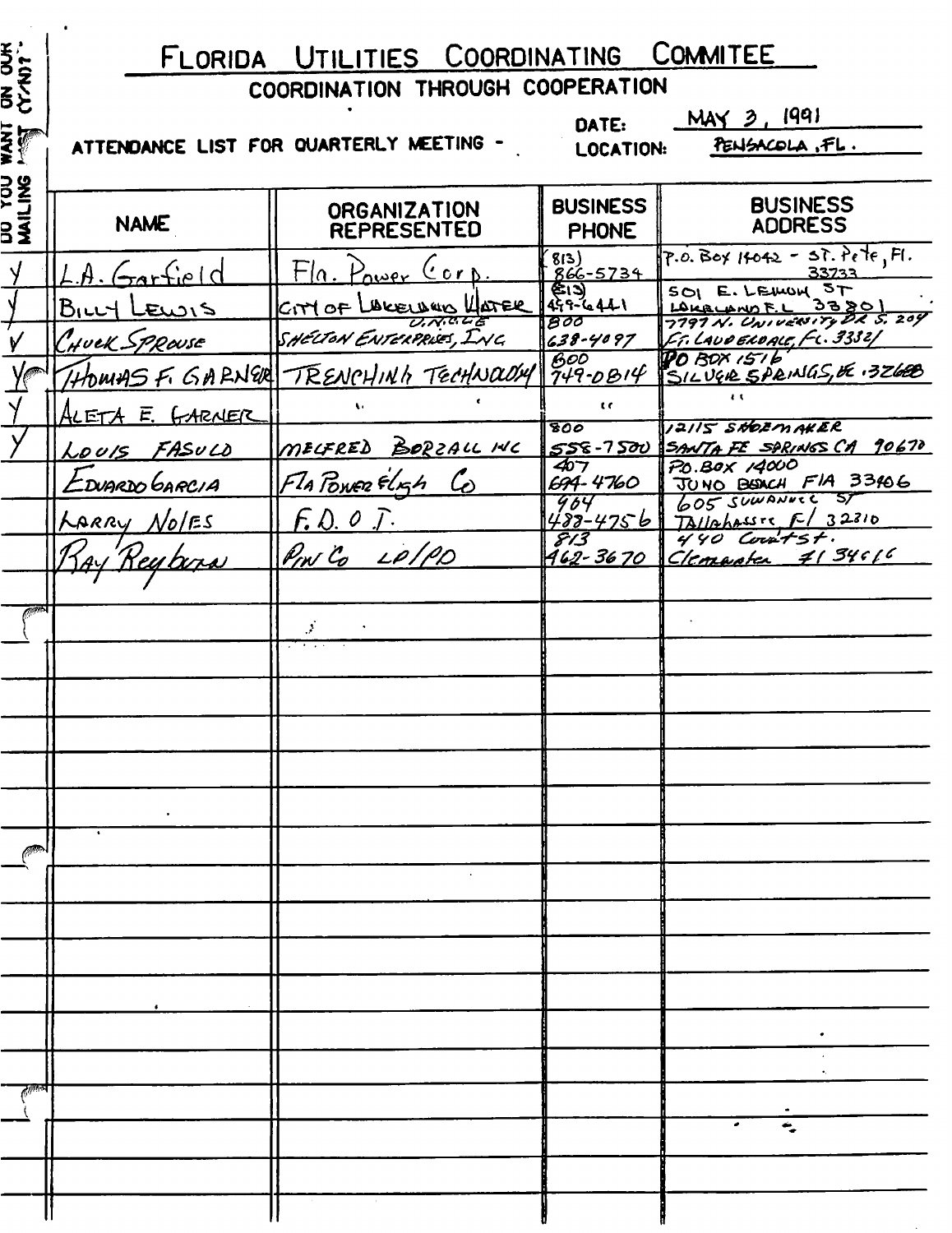# FLORIDA UTILITIES COORDINATING COMMITEE

## COORDINATION THROUGH COOPERATION

ATTENDANCE LIST FOR QUARTERLY MEETING -

DATE: MAY 3, 1991

LOCATION: PENSACOLA, FL.

| DO YOU WANT ON OUR MAILING LIST (Y/N)? | NAME | ORGANIZATION REPRESENTED | BUSINESS PHONE | BUSINESS ADDRESS |
|---|---|---|---|---|
| Y | L.A. Garfield | Fla. Power Corp. | (813) 866-5734 | P.O. Box 14042 - ST. Pete, Fl. 33733 |
| Y | BILLY LEWIS | CITY OF LAKELAND WATER | (813) 499-6441 | 501 E. LEMON ST LAKELAND F.L 33801 |
| Y | CHUCK SPROUSE | U.N.I.C.E. SHELTON ENTERPRISES, INC | 800 638-4097 | 7797 N. UNIVERSITY DR S. 204 FT. LAUDERDALE, FL. 33321 |
| Y | THOMAS F. GARNER | TRENCHING TECHNOLOGY | 800 749-0814 | PO BOX 1516 SILVER SPRINGS, FL. 32688 |
| Y | ALETA E. GARNER | " | " | " |
| Y | LOUIS FASULO | MELFRED BORZALL INC | 800 558-7500 | 12115 SHOEMAKER SANTA FE SPRINGS CA 90670 |
| | EDUARDO GARCIA | Fla Power & Light Co | 407 694-4760 | P.O. BOX 14000 JUNO BEACH FLA 33406 |
| | LARRY NOLES | F.D.O.T. | 904 488-4756 | 605 SUWANNEE ST Tallahassee Fl 32310 |
| | Ray Reyburn | Pin Co LP/PD | 813 462-3670 | 440 Court St. Clearwater Fl 34616 |